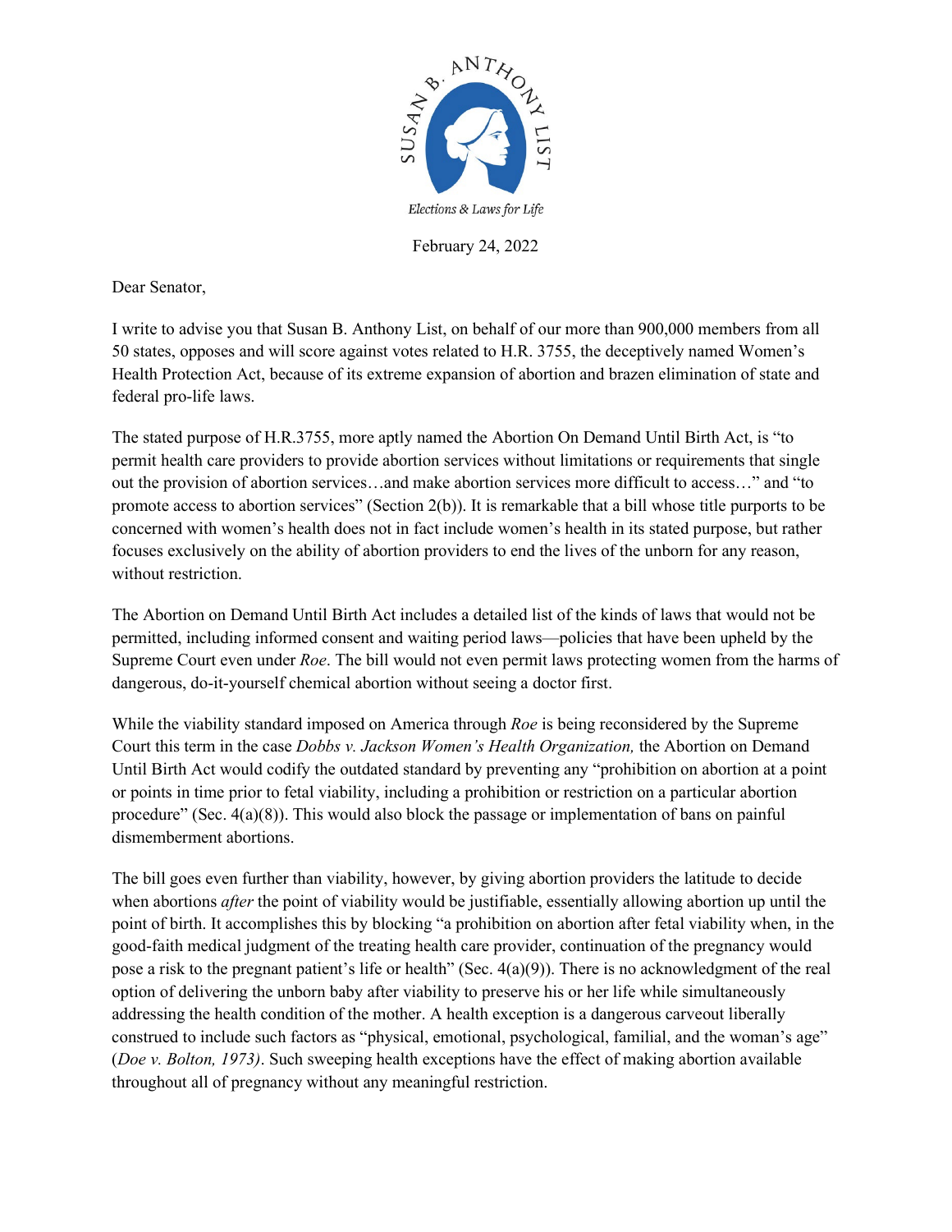SUSAN B. ANTHONY LIST

*Elections & Laws for Life*

February 24, 2022

Dear Senator,

I write to advise you that Susan B. Anthony List, on behalf of our more than 900,000 members from all 50 states, opposes and will score against votes related to H.R. 3755, the deceptively named Women's Health Protection Act, because of its extreme expansion of abortion and brazen elimination of state and federal pro-life laws.

The stated purpose of H.R.3755, more aptly named the Abortion On Demand Until Birth Act, is "to permit health care providers to provide abortion services without limitations or requirements that single out the provision of abortion services…and make abortion services more difficult to access…" and "to promote access to abortion services" (Section 2(b)). It is remarkable that a bill whose title purports to be concerned with women's health does not in fact include women's health in its stated purpose, but rather focuses exclusively on the ability of abortion providers to end the lives of the unborn for any reason, without restriction.

The Abortion on Demand Until Birth Act includes a detailed list of the kinds of laws that would not be permitted, including informed consent and waiting period laws—policies that have been upheld by the Supreme Court even under *Roe*. The bill would not even permit laws protecting women from the harms of dangerous, do-it-yourself chemical abortion without seeing a doctor first.

While the viability standard imposed on America through *Roe* is being reconsidered by the Supreme Court this term in the case *Dobbs v. Jackson Women's Health Organization,* the Abortion on Demand Until Birth Act would codify the outdated standard by preventing any "prohibition on abortion at a point or points in time prior to fetal viability, including a prohibition or restriction on a particular abortion procedure" (Sec. 4(a)(8)). This would also block the passage or implementation of bans on painful dismemberment abortions.

The bill goes even further than viability, however, by giving abortion providers the latitude to decide when abortions *after* the point of viability would be justifiable, essentially allowing abortion up until the point of birth. It accomplishes this by blocking "a prohibition on abortion after fetal viability when, in the good-faith medical judgment of the treating health care provider, continuation of the pregnancy would pose a risk to the pregnant patient's life or health" (Sec. 4(a)(9)). There is no acknowledgment of the real option of delivering the unborn baby after viability to preserve his or her life while simultaneously addressing the health condition of the mother. A health exception is a dangerous carveout liberally construed to include such factors as "physical, emotional, psychological, familial, and the woman's age" (*Doe v. Bolton, 1973)*. Such sweeping health exceptions have the effect of making abortion available throughout all of pregnancy without any meaningful restriction.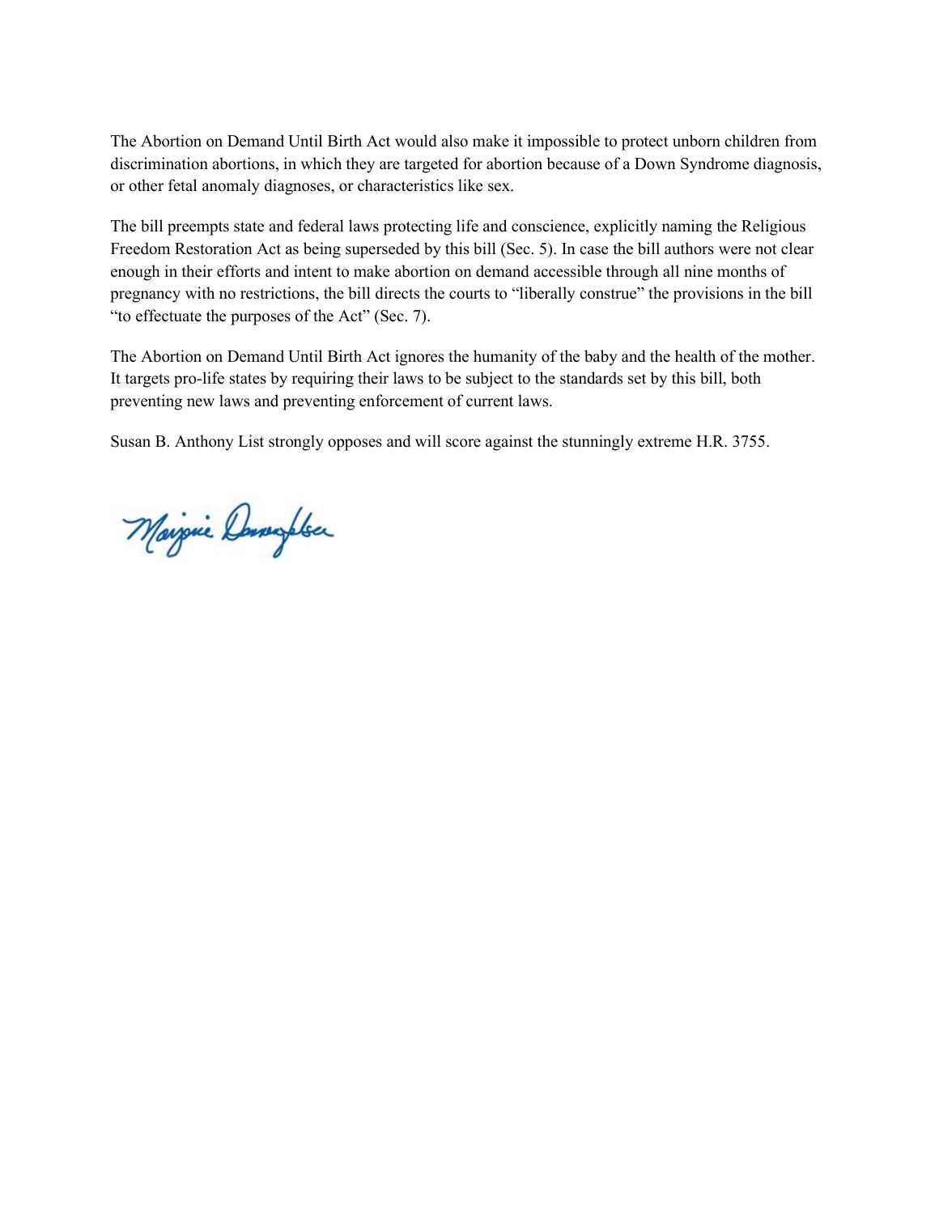The Abortion on Demand Until Birth Act would also make it impossible to protect unborn children from discrimination abortions, in which they are targeted for abortion because of a Down Syndrome diagnosis, or other fetal anomaly diagnoses, or characteristics like sex.

The bill preempts state and federal laws protecting life and conscience, explicitly naming the Religious Freedom Restoration Act as being superseded by this bill (Sec. 5). In case the bill authors were not clear enough in their efforts and intent to make abortion on demand accessible through all nine months of pregnancy with no restrictions, the bill directs the courts to "liberally construe" the provisions in the bill "to effectuate the purposes of the Act" (Sec. 7).

The Abortion on Demand Until Birth Act ignores the humanity of the baby and the health of the mother. It targets pro-life states by requiring their laws to be subject to the standards set by this bill, both preventing new laws and preventing enforcement of current laws.

Susan B. Anthony List strongly opposes and will score against the stunningly extreme H.R. 3755.

Marjorie Dannenfelser